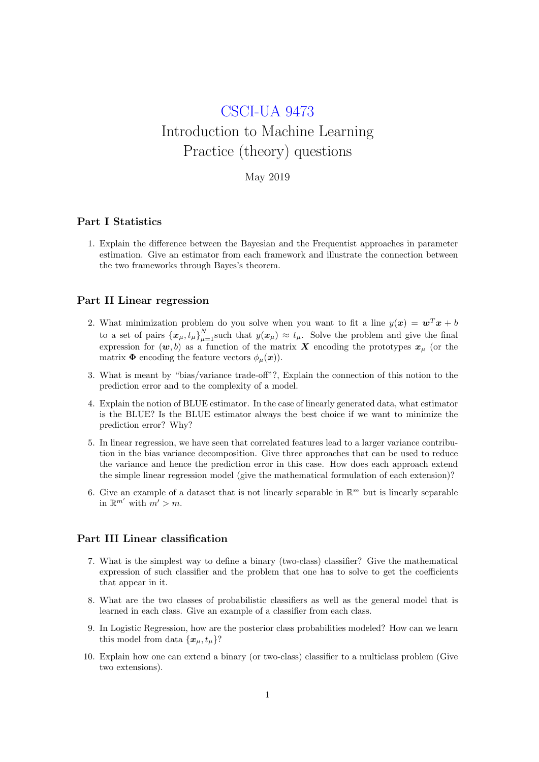# CSCI-UA 9473
# Introduction to Machine Learning
# Practice (theory) questions

May 2019

## Part I Statistics

1. Explain the difference between the Bayesian and the Frequentist approaches in parameter estimation. Give an estimator from each framework and illustrate the connection between the two frameworks through Bayes's theorem.

## Part II Linear regression

2. What minimization problem do you solve when you want to fit a line $y(\boldsymbol{x}) = \boldsymbol{w}^T\boldsymbol{x} + b$ to a set of pairs $\{\boldsymbol{x}_\mu, t_\mu\}_{\mu=1}^N$such that $y(\boldsymbol{x}_\mu) \approx t_\mu$. Solve the problem and give the final expression for $(\boldsymbol{w}, b)$ as a function of the matrix $\boldsymbol{X}$ encoding the prototypes $\boldsymbol{x}_\mu$ (or the matrix $\boldsymbol{\Phi}$ encoding the feature vectors $\phi_\mu(\boldsymbol{x})$).

3. What is meant by "bias/variance trade-off"?, Explain the connection of this notion to the prediction error and to the complexity of a model.

4. Explain the notion of BLUE estimator. In the case of linearly generated data, what estimator is the BLUE? Is the BLUE estimator always the best choice if we want to minimize the prediction error? Why?

5. In linear regression, we have seen that correlated features lead to a larger variance contribution in the bias variance decomposition. Give three approaches that can be used to reduce the variance and hence the prediction error in this case. How does each approach extend the simple linear regression model (give the mathematical formulation of each extension)?

6. Give an example of a dataset that is not linearly separable in $\mathbb{R}^m$ but is linearly separable in $\mathbb{R}^{m'}$ with $m' > m$.

## Part III Linear classification

7. What is the simplest way to define a binary (two-class) classifier? Give the mathematical expression of such classifier and the problem that one has to solve to get the coefficients that appear in it.

8. What are the two classes of probabilistic classifiers as well as the general model that is learned in each class. Give an example of a classifier from each class.

9. In Logistic Regression, how are the posterior class probabilities modeled? How can we learn this model from data $\{\boldsymbol{x}_\mu, t_\mu\}$?

10. Explain how one can extend a binary (or two-class) classifier to a multiclass problem (Give two extensions).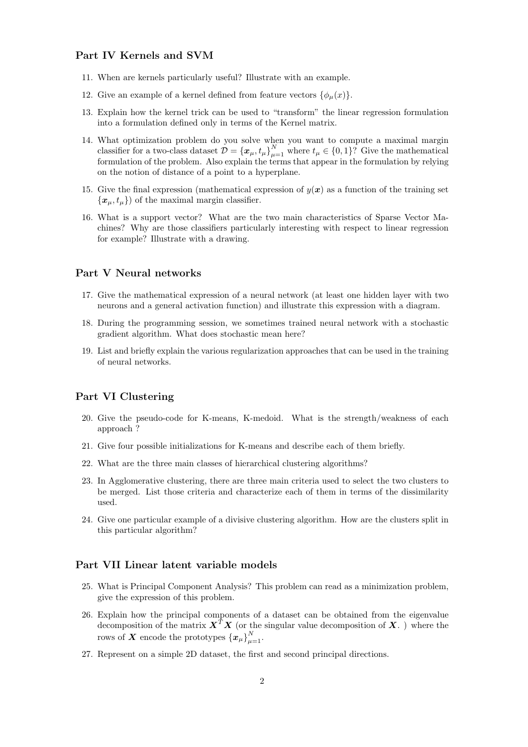## Part IV Kernels and SVM

11. When are kernels particularly useful? Illustrate with an example.
12. Give an example of a kernel defined from feature vectors $\{\phi_\mu(x)\}$.
13. Explain how the kernel trick can be used to "transform" the linear regression formulation into a formulation defined only in terms of the Kernel matrix.
14. What optimization problem do you solve when you want to compute a maximal margin classifier for a two-class dataset $\mathcal{D} = \{\boldsymbol{x}_\mu, t_\mu\}_{\mu=1}^N$ where $t_\mu \in \{0, 1\}$? Give the mathematical formulation of the problem. Also explain the terms that appear in the formulation by relying on the notion of distance of a point to a hyperplane.
15. Give the final expression (mathematical expression of $y(\boldsymbol{x})$ as a function of the training set $\{\boldsymbol{x}_\mu, t_\mu\}$) of the maximal margin classifier.
16. What is a support vector? What are the two main characteristics of Sparse Vector Machines? Why are those classifiers particularly interesting with respect to linear regression for example? Illustrate with a drawing.

## Part V Neural networks

17. Give the mathematical expression of a neural network (at least one hidden layer with two neurons and a general activation function) and illustrate this expression with a diagram.
18. During the programming session, we sometimes trained neural network with a stochastic gradient algorithm. What does stochastic mean here?
19. List and briefly explain the various regularization approaches that can be used in the training of neural networks.

## Part VI Clustering

20. Give the pseudo-code for K-means, K-medoid. What is the strength/weakness of each approach ?
21. Give four possible initializations for K-means and describe each of them briefly.
22. What are the three main classes of hierarchical clustering algorithms?
23. In Agglomerative clustering, there are three main criteria used to select the two clusters to be merged. List those criteria and characterize each of them in terms of the dissimilarity used.
24. Give one particular example of a divisive clustering algorithm. How are the clusters split in this particular algorithm?

## Part VII Linear latent variable models

25. What is Principal Component Analysis? This problem can read as a minimization problem, give the expression of this problem.
26. Explain how the principal components of a dataset can be obtained from the eigenvalue decomposition of the matrix $\boldsymbol{X}^T\boldsymbol{X}$ (or the singular value decomposition of $\boldsymbol{X}$. ) where the rows of $\boldsymbol{X}$ encode the prototypes $\{\boldsymbol{x}_\mu\}_{\mu=1}^N$.
27. Represent on a simple 2D dataset, the first and second principal directions.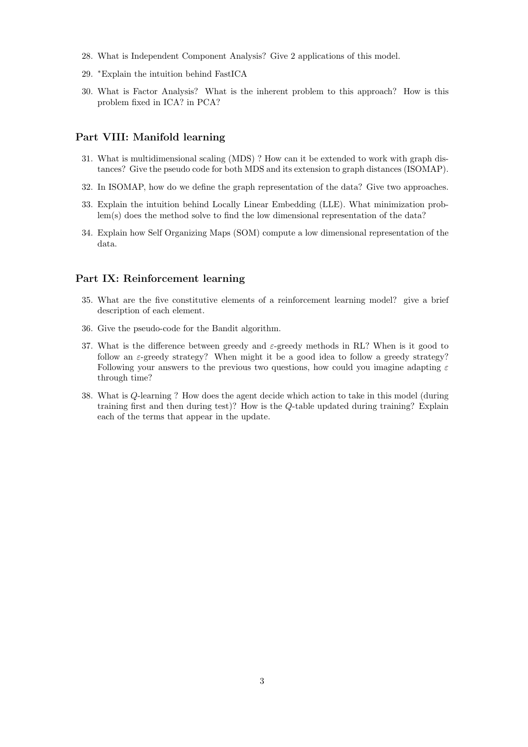28. What is Independent Component Analysis? Give 2 applications of this model.

29. *Explain the intuition behind FastICA

30. What is Factor Analysis? What is the inherent problem to this approach? How is this problem fixed in ICA? in PCA?

## Part VIII: Manifold learning

31. What is multidimensional scaling (MDS) ? How can it be extended to work with graph distances? Give the pseudo code for both MDS and its extension to graph distances (ISOMAP).

32. In ISOMAP, how do we define the graph representation of the data? Give two approaches.

33. Explain the intuition behind Locally Linear Embedding (LLE). What minimization problem(s) does the method solve to find the low dimensional representation of the data?

34. Explain how Self Organizing Maps (SOM) compute a low dimensional representation of the data.

## Part IX: Reinforcement learning

35. What are the five constitutive elements of a reinforcement learning model? give a brief description of each element.

36. Give the pseudo-code for the Bandit algorithm.

37. What is the difference between greedy and $\varepsilon$-greedy methods in RL? When is it good to follow an $\varepsilon$-greedy strategy? When might it be a good idea to follow a greedy strategy? Following your answers to the previous two questions, how could you imagine adapting $\varepsilon$ through time?

38. What is $Q$-learning ? How does the agent decide which action to take in this model (during training first and then during test)? How is the $Q$-table updated during training? Explain each of the terms that appear in the update.